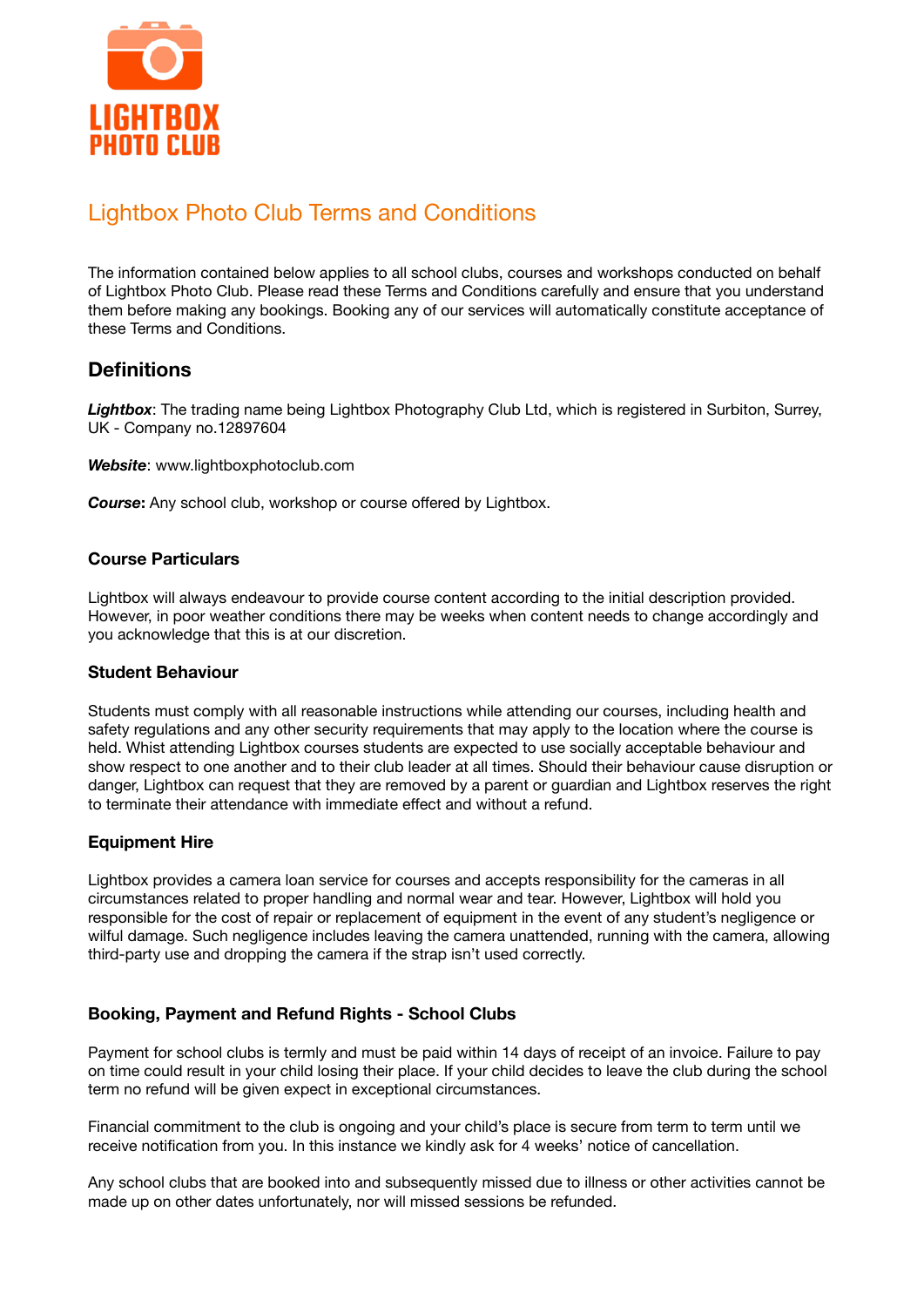LIGHTBOX PHOTO CLUB

# Lightbox Photo Club Terms and Conditions

The information contained below applies to all school clubs, courses and workshops conducted on behalf of Lightbox Photo Club. Please read these Terms and Conditions carefully and ensure that you understand them before making any bookings. Booking any of our services will automatically constitute acceptance of these Terms and Conditions.

## Definitions

***Lightbox***: The trading name being Lightbox Photography Club Ltd, which is registered in Surbiton, Surrey, UK - Company no.12897604

***Website***: www.lightboxphotoclub.com

***Course*****:** Any school club, workshop or course offered by Lightbox.

### Course Particulars

Lightbox will always endeavour to provide course content according to the initial description provided. However, in poor weather conditions there may be weeks when content needs to change accordingly and you acknowledge that this is at our discretion.

### Student Behaviour

Students must comply with all reasonable instructions while attending our courses, including health and safety regulations and any other security requirements that may apply to the location where the course is held. Whist attending Lightbox courses students are expected to use socially acceptable behaviour and show respect to one another and to their club leader at all times. Should their behaviour cause disruption or danger, Lightbox can request that they are removed by a parent or guardian and Lightbox reserves the right to terminate their attendance with immediate effect and without a refund.

### Equipment Hire

Lightbox provides a camera loan service for courses and accepts responsibility for the cameras in all circumstances related to proper handling and normal wear and tear. However, Lightbox will hold you responsible for the cost of repair or replacement of equipment in the event of any student's negligence or wilful damage. Such negligence includes leaving the camera unattended, running with the camera, allowing third-party use and dropping the camera if the strap isn't used correctly.

### Booking, Payment and Refund Rights - School Clubs

Payment for school clubs is termly and must be paid within 14 days of receipt of an invoice. Failure to pay on time could result in your child losing their place. If your child decides to leave the club during the school term no refund will be given expect in exceptional circumstances.

Financial commitment to the club is ongoing and your child's place is secure from term to term until we receive notification from you. In this instance we kindly ask for 4 weeks' notice of cancellation.

Any school clubs that are booked into and subsequently missed due to illness or other activities cannot be made up on other dates unfortunately, nor will missed sessions be refunded.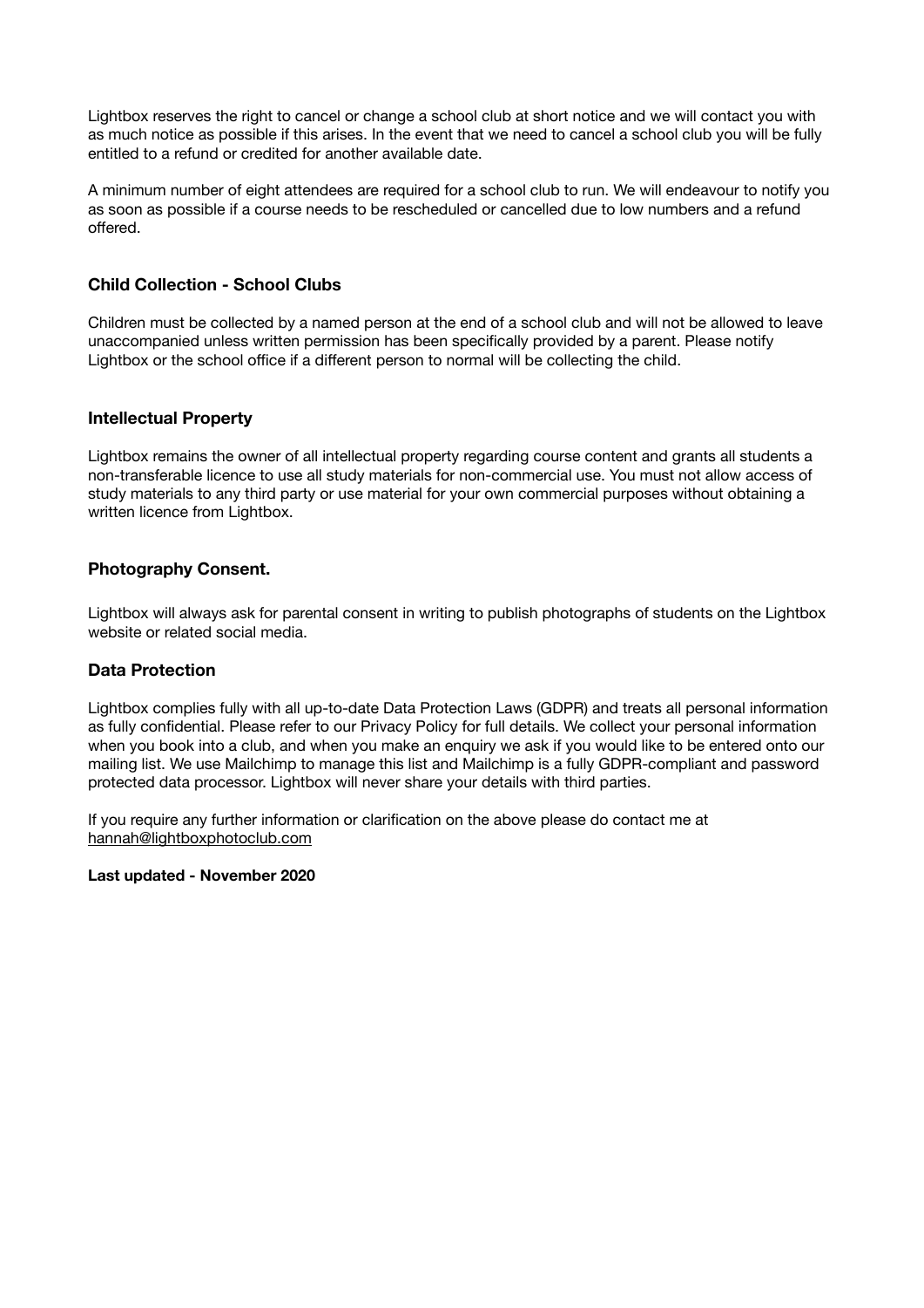Lightbox reserves the right to cancel or change a school club at short notice and we will contact you with as much notice as possible if this arises. In the event that we need to cancel a school club you will be fully entitled to a refund or credited for another available date.

A minimum number of eight attendees are required for a school club to run. We will endeavour to notify you as soon as possible if a course needs to be rescheduled or cancelled due to low numbers and a refund offered.

### Child Collection - School Clubs

Children must be collected by a named person at the end of a school club and will not be allowed to leave unaccompanied unless written permission has been specifically provided by a parent. Please notify Lightbox or the school office if a different person to normal will be collecting the child.

### Intellectual Property

Lightbox remains the owner of all intellectual property regarding course content and grants all students a non-transferable licence to use all study materials for non-commercial use. You must not allow access of study materials to any third party or use material for your own commercial purposes without obtaining a written licence from Lightbox.

### Photography Consent.

Lightbox will always ask for parental consent in writing to publish photographs of students on the Lightbox website or related social media.

### Data Protection

Lightbox complies fully with all up-to-date Data Protection Laws (GDPR) and treats all personal information as fully confidential. Please refer to our Privacy Policy for full details. We collect your personal information when you book into a club, and when you make an enquiry we ask if you would like to be entered onto our mailing list. We use Mailchimp to manage this list and Mailchimp is a fully GDPR-compliant and password protected data processor. Lightbox will never share your details with third parties.

If you require any further information or clarification on the above please do contact me at hannah@lightboxphotoclub.com

**Last updated - November 2020**